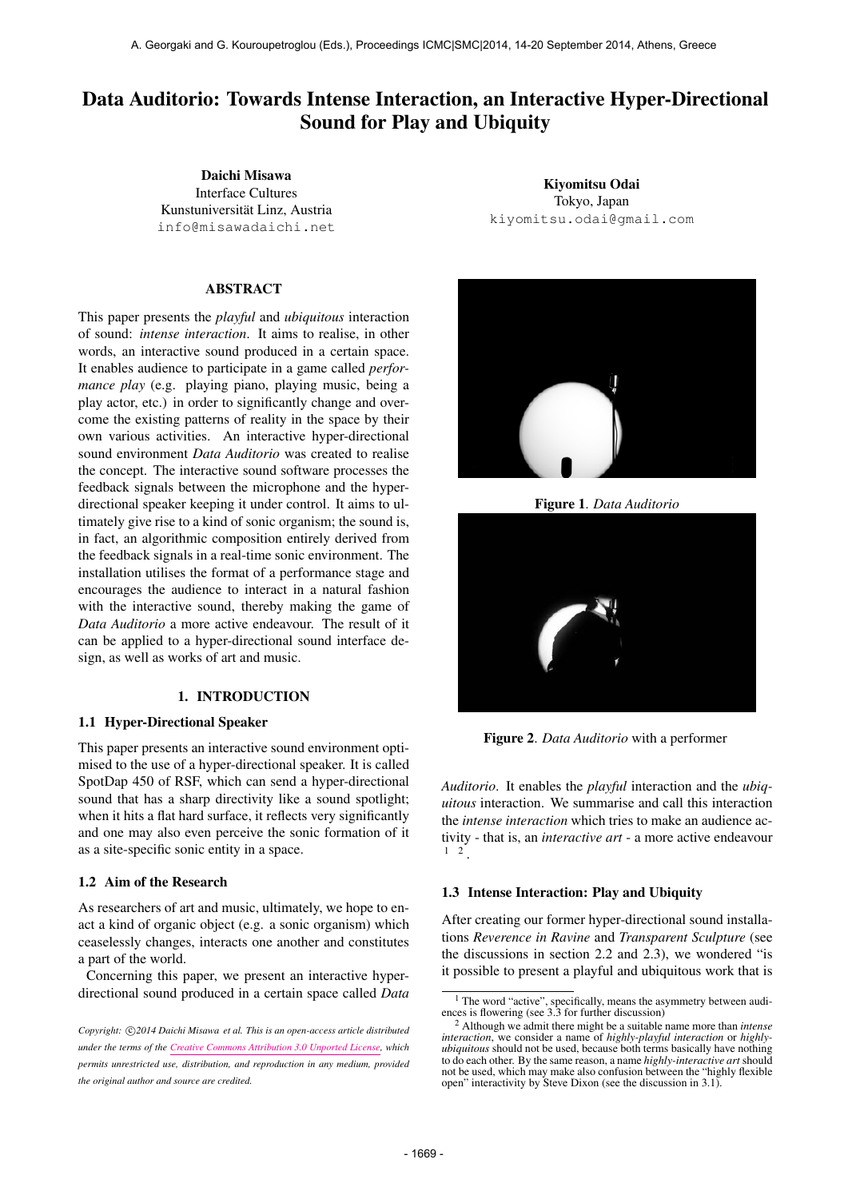# Data Auditorio: Towards Intense Interaction, an Interactive Hyper-Directional Sound for Play and Ubiquity

**Daichi Misawa**
Interface Cultures
Kunstuniversität Linz, Austria
info@misawadaichi.net

**Kiyomitsu Odai**
Tokyo, Japan
kiyomitsu.odai@gmail.com

## ABSTRACT

This paper presents the *playful* and *ubiquitous* interaction of sound: *intense interaction*. It aims to realise, in other words, an interactive sound produced in a certain space. It enables audience to participate in a game called *performance play* (e.g. playing piano, playing music, being a play actor, etc.) in order to significantly change and overcome the existing patterns of reality in the space by their own various activities. An interactive hyper-directional sound environment *Data Auditorio* was created to realise the concept. The interactive sound software processes the feedback signals between the microphone and the hyper-directional speaker keeping it under control. It aims to ultimately give rise to a kind of sonic organism; the sound is, in fact, an algorithmic composition entirely derived from the feedback signals in a real-time sonic environment. The installation utilises the format of a performance stage and encourages the audience to interact in a natural fashion with the interactive sound, thereby making the game of *Data Auditorio* a more active endeavour. The result of it can be applied to a hyper-directional sound interface design, as well as works of art and music.

## 1. INTRODUCTION

### 1.1 Hyper-Directional Speaker

This paper presents an interactive sound environment optimised to the use of a hyper-directional speaker. It is called SpotDap 450 of RSF, which can send a hyper-directional sound that has a sharp directivity like a sound spotlight; when it hits a flat hard surface, it reflects very significantly and one may also even perceive the sonic formation of it as a site-specific sonic entity in a space.

### 1.2 Aim of the Research

As researchers of art and music, ultimately, we hope to enact a kind of organic object (e.g. a sonic organism) which ceaselessly changes, interacts one another and constitutes a part of the world.

Concerning this paper, we present an interactive hyper-directional sound produced in a certain space called *Data Auditorio*. It enables the *playful* interaction and the *ubiquitous* interaction. We summarise and call this interaction the *intense interaction* which tries to make an audience activity - that is, an *interactive art* - a more active endeavour [1] [2].

**Figure 1**. *Data Auditorio*

**Figure 2**. *Data Auditorio* with a performer

### 1.3 Intense Interaction: Play and Ubiquity

After creating our former hyper-directional sound installations *Reverence in Ravine* and *Transparent Sculpture* (see the discussions in section 2.2 and 2.3), we wondered "is it possible to present a playful and ubiquitous work that is

---

[1] The word "active", specifically, means the asymmetry between audiences is flowering (see 3.3 for further discussion)

[2] Although we admit there might be a suitable name more than *intense interaction*, we consider a name of *highly-playful interaction* or *highly-ubiquitous* should not be used, because both terms basically have nothing to do each other. By the same reason, a name *highly-interactive art* should not be used, which may make also confusion between the "highly flexible open" interactivity by Steve Dixon (see the discussion in 3.1).

*Copyright: ©2014 Daichi Misawa et al. This is an open-access article distributed under the terms of the Creative Commons Attribution 3.0 Unported License, which permits unrestricted use, distribution, and reproduction in any medium, provided the original author and source are credited.*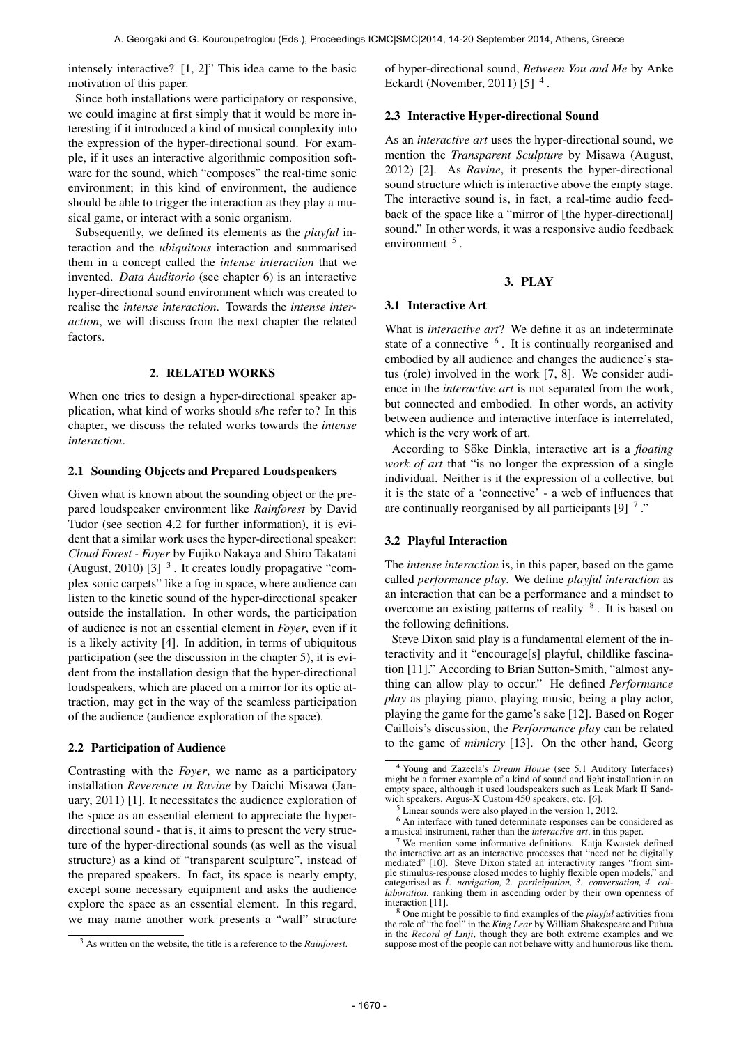intensely interactive? [1, 2]" This idea came to the basic motivation of this paper.

Since both installations were participatory or responsive, we could imagine at first simply that it would be more interesting if it introduced a kind of musical complexity into the expression of the hyper-directional sound. For example, if it uses an interactive algorithmic composition software for the sound, which "composes" the real-time sonic environment; in this kind of environment, the audience should be able to trigger the interaction as they play a musical game, or interact with a sonic organism.

Subsequently, we defined its elements as the *playful* interaction and the *ubiquitous* interaction and summarised them in a concept called the *intense interaction* that we invented. *Data Auditorio* (see chapter 6) is an interactive hyper-directional sound environment which was created to realise the *intense interaction*. Towards the *intense interaction*, we will discuss from the next chapter the related factors.

## 2. RELATED WORKS

When one tries to design a hyper-directional speaker application, what kind of works should s/he refer to? In this chapter, we discuss the related works towards the *intense interaction*.

### 2.1 Sounding Objects and Prepared Loudspeakers

Given what is known about the sounding object or the prepared loudspeaker environment like *Rainforest* by David Tudor (see section 4.2 for further information), it is evident that a similar work uses the hyper-directional speaker: *Cloud Forest - Foyer* by Fujiko Nakaya and Shiro Takatani (August, 2010) [3] [3]. It creates loudly propagative "complex sonic carpets" like a fog in space, where audience can listen to the kinetic sound of the hyper-directional speaker outside the installation. In other words, the participation of audience is not an essential element in *Foyer*, even if it is a likely activity [4]. In addition, in terms of ubiquitous participation (see the discussion in the chapter 5), it is evident from the installation design that the hyper-directional loudspeakers, which are placed on a mirror for its optic attraction, may get in the way of the seamless participation of the audience (audience exploration of the space).

### 2.2 Participation of Audience

Contrasting with the *Foyer*, we name as a participatory installation *Reverence in Ravine* by Daichi Misawa (January, 2011) [1]. It necessitates the audience exploration of the space as an essential element to appreciate the hyper-directional sound - that is, it aims to present the very structure of the hyper-directional sounds (as well as the visual structure) as a kind of "transparent sculpture", instead of the prepared speakers. In fact, its space is nearly empty, except some necessary equipment and asks the audience explore the space as an essential element. In this regard, we may name another work presents a "wall" structure of hyper-directional sound, *Between You and Me* by Anke Eckardt (November, 2011) [5] [4].

### 2.3 Interactive Hyper-directional Sound

As an *interactive art* uses the hyper-directional sound, we mention the *Transparent Sculpture* by Misawa (August, 2012) [2]. As *Ravine*, it presents the hyper-directional sound structure which is interactive above the empty stage. The interactive sound is, in fact, a real-time audio feedback of the space like a "mirror of [the hyper-directional] sound." In other words, it was a responsive audio feedback environment [5].

## 3. PLAY

### 3.1 Interactive Art

What is *interactive art*? We define it as an indeterminate state of a connective [6]. It is continually reorganised and embodied by all audience and changes the audience's status (role) involved in the work [7, 8]. We consider audience in the *interactive art* is not separated from the work, but connected and embodied. In other words, an activity between audience and interactive interface is interrelated, which is the very work of art.

According to Söke Dinkla, interactive art is a *floating work of art* that "is no longer the expression of a single individual. Neither is it the expression of a collective, but it is the state of a 'connective' - a web of influences that are continually reorganised by all participants [9] [7]."

### 3.2 Playful Interaction

The *intense interaction* is, in this paper, based on the game called *performance play*. We define *playful interaction* as an interaction that can be a performance and a mindset to overcome an existing patterns of reality [8]. It is based on the following definitions.

Steve Dixon said play is a fundamental element of the interactivity and it "encourage[s] playful, childlike fascination [11]." According to Brian Sutton-Smith, "almost anything can allow play to occur." He defined *Performance play* as playing piano, playing music, being a play actor, playing the game for the game's sake [12]. Based on Roger Caillois's discussion, the *Performance play* can be related to the game of *mimicry* [13]. On the other hand, Georg

---

[3] As written on the website, the title is a reference to the *Rainforest*.

[4] Young and Zazeela's *Dream House* (see 5.1 Auditory Interfaces) might be a former example of a kind of sound and light installation in an empty space, although it used loudspeakers such as Leak Mark II Sandwich speakers, Argus-X Custom 450 speakers, etc. [6].

[5] Linear sounds were also played in the version 1, 2012.

[6] An interface with tuned determinate responses can be considered as a musical instrument, rather than the *interactive art*, in this paper.

[7] We mention some informative definitions. Katja Kwastek defined the interactive art as an interactive processes that "need not be digitally mediated" [10]. Steve Dixon stated an interactivity ranges "from simple stimulus-response closed modes to highly flexible open models," and categorised as *1. navigation, 2. participation, 3. conversation, 4. collaboration*, ranking them in ascending order by their own openness of interaction [11].

[8] One might be possible to find examples of the *playful* activities from the role of "the fool" in the *King Lear* by William Shakespeare and Puhua in the *Record of Linji*, though they are both extreme examples and we suppose most of the people can not behave witty and humorous like them.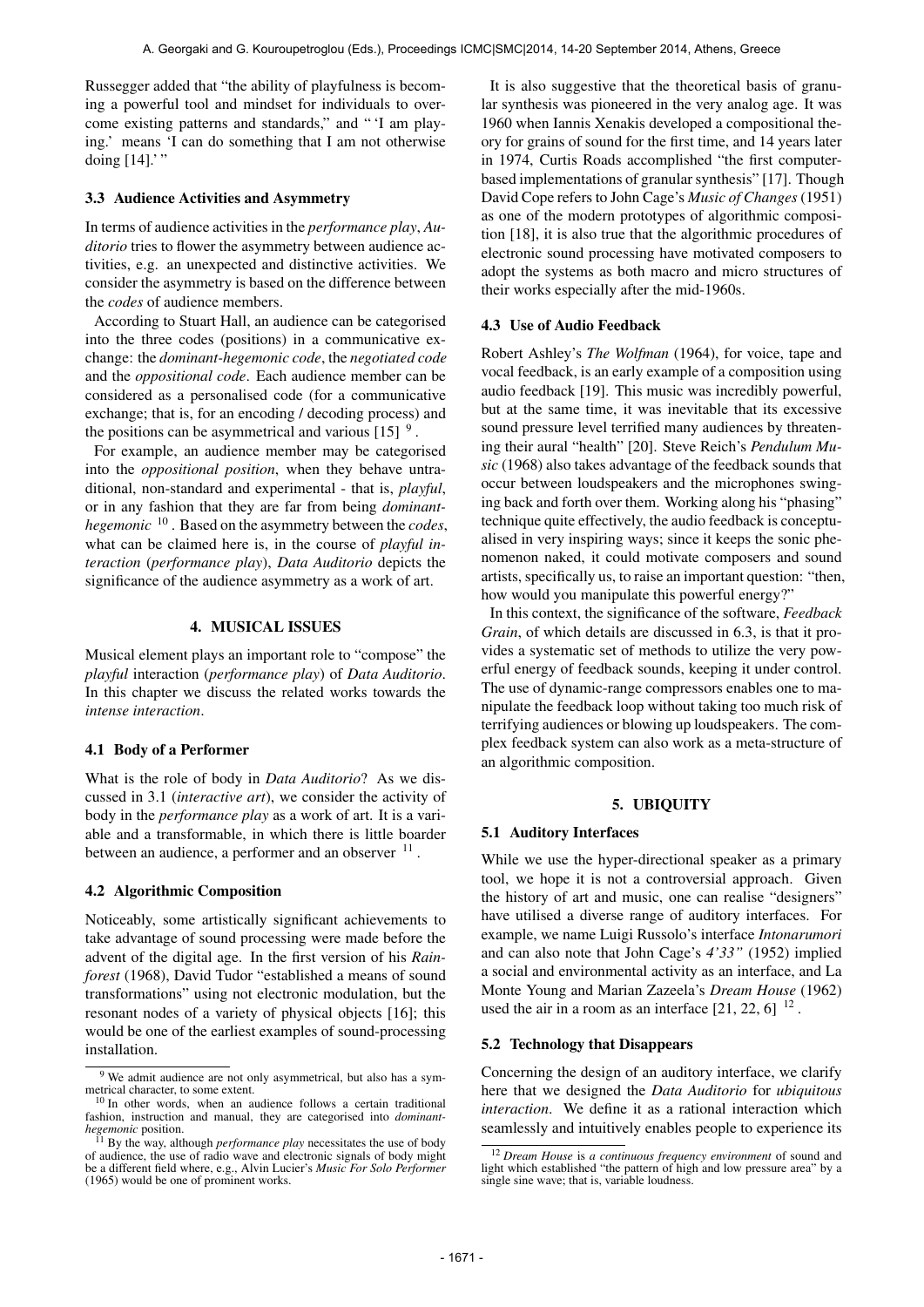Russegger added that "the ability of playfulness is becoming a powerful tool and mindset for individuals to overcome existing patterns and standards," and " 'I am playing.' means 'I can do something that I am not otherwise doing [14].' "

### 3.3 Audience Activities and Asymmetry

In terms of audience activities in the *performance play*, *Auditorio* tries to flower the asymmetry between audience activities, e.g. an unexpected and distinctive activities. We consider the asymmetry is based on the difference between the *codes* of audience members.

According to Stuart Hall, an audience can be categorised into the three codes (positions) in a communicative exchange: the *dominant-hegemonic code*, the *negotiated code* and the *oppositional code*. Each audience member can be considered as a personalised code (for a communicative exchange; that is, for an encoding / decoding process) and the positions can be asymmetrical and various [15] [9].

For example, an audience member may be categorised into the *oppositional position*, when they behave untraditional, non-standard and experimental - that is, *playful*, or in any fashion that they are far from being *dominant-hegemonic* [10]. Based on the asymmetry between the *codes*, what can be claimed here is, in the course of *playful interaction* (*performance play*), *Data Auditorio* depicts the significance of the audience asymmetry as a work of art.

## 4. MUSICAL ISSUES

Musical element plays an important role to "compose" the *playful* interaction (*performance play*) of *Data Auditorio*. In this chapter we discuss the related works towards the *intense interaction*.

### 4.1 Body of a Performer

What is the role of body in *Data Auditorio*? As we discussed in 3.1 (*interactive art*), we consider the activity of body in the *performance play* as a work of art. It is a variable and a transformable, in which there is little boarder between an audience, a performer and an observer [11].

### 4.2 Algorithmic Composition

Noticeably, some artistically significant achievements to take advantage of sound processing were made before the advent of the digital age. In the first version of his *Rainforest* (1968), David Tudor "established a means of sound transformations" using not electronic modulation, but the resonant nodes of a variety of physical objects [16]; this would be one of the earliest examples of sound-processing installation.

It is also suggestive that the theoretical basis of granular synthesis was pioneered in the very analog age. It was 1960 when Iannis Xenakis developed a compositional theory for grains of sound for the first time, and 14 years later in 1974, Curtis Roads accomplished "the first computer-based implementations of granular synthesis" [17]. Though David Cope refers to John Cage's *Music of Changes* (1951) as one of the modern prototypes of algorithmic composition [18], it is also true that the algorithmic procedures of electronic sound processing have motivated composers to adopt the systems as both macro and micro structures of their works especially after the mid-1960s.

### 4.3 Use of Audio Feedback

Robert Ashley's *The Wolfman* (1964), for voice, tape and vocal feedback, is an early example of a composition using audio feedback [19]. This music was incredibly powerful, but at the same time, it was inevitable that its excessive sound pressure level terrified many audiences by threatening their aural "health" [20]. Steve Reich's *Pendulum Music* (1968) also takes advantage of the feedback sounds that occur between loudspeakers and the microphones swinging back and forth over them. Working along his "phasing" technique quite effectively, the audio feedback is conceptualised in very inspiring ways; since it keeps the sonic phenomenon naked, it could motivate composers and sound artists, specifically us, to raise an important question: "then, how would you manipulate this powerful energy?"

In this context, the significance of the software, *Feedback Grain*, of which details are discussed in 6.3, is that it provides a systematic set of methods to utilize the very powerful energy of feedback sounds, keeping it under control. The use of dynamic-range compressors enables one to manipulate the feedback loop without taking too much risk of terrifying audiences or blowing up loudspeakers. The complex feedback system can also work as a meta-structure of an algorithmic composition.

## 5. UBIQUITY

### 5.1 Auditory Interfaces

While we use the hyper-directional speaker as a primary tool, we hope it is not a controversial approach. Given the history of art and music, one can realise "designers" have utilised a diverse range of auditory interfaces. For example, we name Luigi Russolo's interface *Intonarumori* and can also note that John Cage's *4'33"* (1952) implied a social and environmental activity as an interface, and La Monte Young and Marian Zazeela's *Dream House* (1962) used the air in a room as an interface [21, 22, 6] [12].

### 5.2 Technology that Disappears

Concerning the design of an auditory interface, we clarify here that we designed the *Data Auditorio* for *ubiquitous interaction*. We define it as a rational interaction which seamlessly and intuitively enables people to experience its

---

[9] We admit audience are not only asymmetrical, but also has a symmetrical character, to some extent.

[10] In other words, when an audience follows a certain traditional fashion, instruction and manual, they are categorised into *dominant-hegemonic* position.

[11] By the way, although *performance play* necessitates the use of body of audience, the use of radio wave and electronic signals of body might be a different field where, e.g., Alvin Lucier's *Music For Solo Performer* (1965) would be one of prominent works.

[12] *Dream House* is *a continuous frequency environment* of sound and light which established "the pattern of high and low pressure area" by a single sine wave; that is, variable loudness.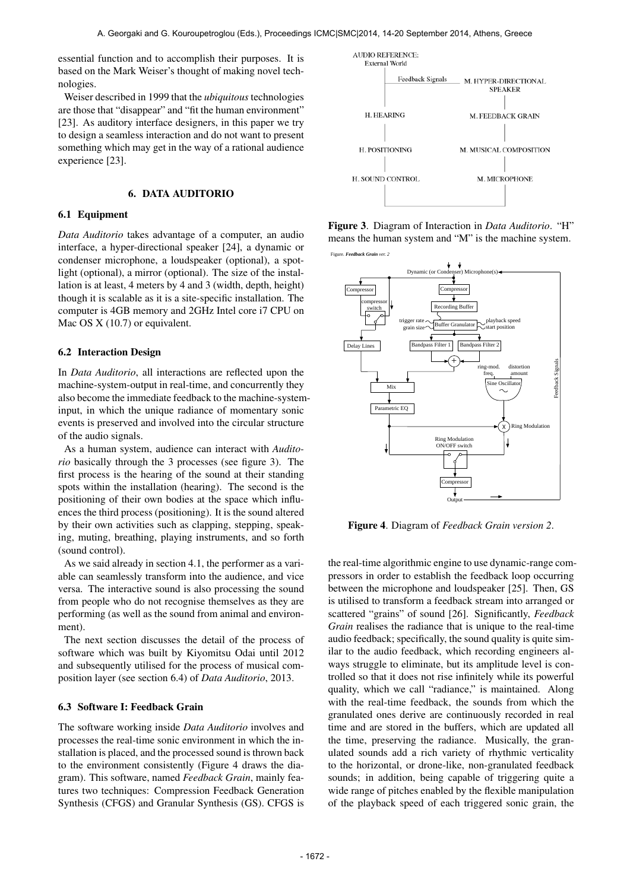essential function and to accomplish their purposes. It is based on the Mark Weiser's thought of making novel technologies.

Weiser described in 1999 that the *ubiquitous* technologies are those that "disappear" and "fit the human environment" [23]. As auditory interface designers, in this paper we try to design a seamless interaction and do not want to present something which may get in the way of a rational audience experience [23].

## 6. DATA AUDITORIO

### 6.1 Equipment

*Data Auditorio* takes advantage of a computer, an audio interface, a hyper-directional speaker [24], a dynamic or condenser microphone, a loudspeaker (optional), a spotlight (optional), a mirror (optional). The size of the installation is at least, 4 meters by 4 and 3 (width, depth, height) though it is scalable as it is a site-specific installation. The computer is 4GB memory and 2GHz Intel core i7 CPU on Mac OS X (10.7) or equivalent.

### 6.2 Interaction Design

In *Data Auditorio*, all interactions are reflected upon the machine-system-output in real-time, and concurrently they also become the immediate feedback to the machine-system-input, in which the unique radiance of momentary sonic events is preserved and involved into the circular structure of the audio signals.

As a human system, audience can interact with *Auditorio* basically through the 3 processes (see figure 3). The first process is the hearing of the sound at their standing spots within the installation (hearing). The second is the positioning of their own bodies at the space which influences the third process (positioning). It is the sound altered by their own activities such as clapping, stepping, speaking, muting, breathing, playing instruments, and so forth (sound control).

As we said already in section 4.1, the performer as a variable can seamlessly transform into the audience, and vice versa. The interactive sound is also processing the sound from people who do not recognise themselves as they are performing (as well as the sound from animal and environment).

The next section discusses the detail of the process of software which was built by Kiyomitsu Odai until 2012 and subsequently utilised for the process of musical composition layer (see section 6.4) of *Data Auditorio*, 2013.

### 6.3 Software I: Feedback Grain

The software working inside *Data Auditorio* involves and processes the real-time sonic environment in which the installation is placed, and the processed sound is thrown back to the environment consistently (Figure 4 draws the diagram). This software, named *Feedback Grain*, mainly features two techniques: Compression Feedback Generation Synthesis (CFGS) and Granular Synthesis (GS). CFGS is

**Figure 3**. Diagram of Interaction in *Data Auditorio*. "H" means the human system and "M" is the machine system.

**Figure 4**. Diagram of *Feedback Grain version 2*.

the real-time algorithmic engine to use dynamic-range compressors in order to establish the feedback loop occurring between the microphone and loudspeaker [25]. Then, GS is utilised to transform a feedback stream into arranged or scattered "grains" of sound [26]. Significantly, *Feedback Grain* realises the radiance that is unique to the real-time audio feedback; specifically, the sound quality is quite similar to the audio feedback, which recording engineers always struggle to eliminate, but its amplitude level is controlled so that it does not rise infinitely while its powerful quality, which we call "radiance," is maintained. Along with the real-time feedback, the sounds from which the granulated ones derive are continuously recorded in real time and are stored in the buffers, which are updated all the time, preserving the radiance. Musically, the granulated sounds add a rich variety of rhythmic verticality to the horizontal, or drone-like, non-granulated feedback sounds; in addition, being capable of triggering quite a wide range of pitches enabled by the flexible manipulation of the playback speed of each triggered sonic grain, the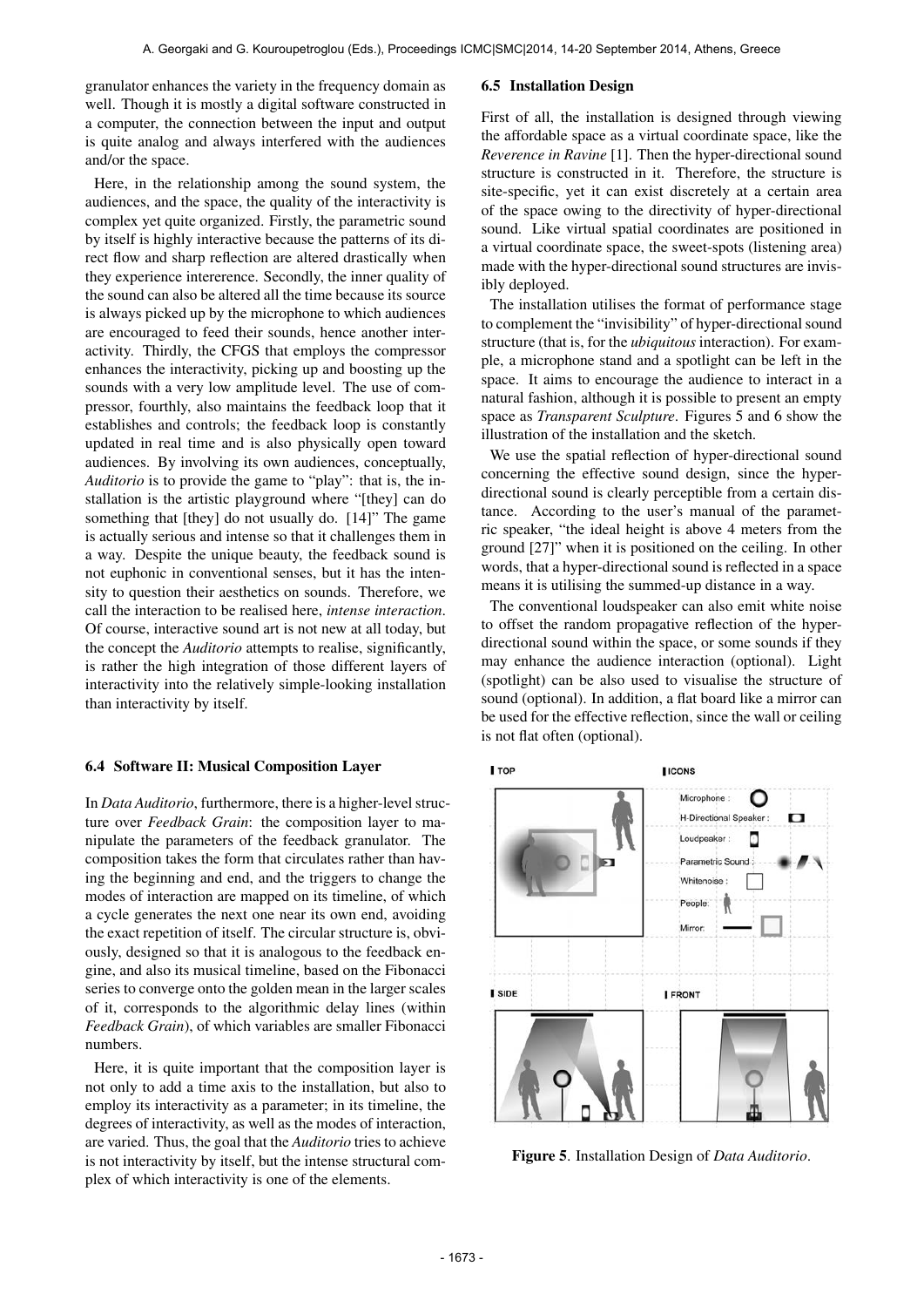granulator enhances the variety in the frequency domain as well. Though it is mostly a digital software constructed in a computer, the connection between the input and output is quite analog and always interfered with the audiences and/or the space.

Here, in the relationship among the sound system, the audiences, and the space, the quality of the interactivity is complex yet quite organized. Firstly, the parametric sound by itself is highly interactive because the patterns of its direct flow and sharp reflection are altered drastically when they experience intererence. Secondly, the inner quality of the sound can also be altered all the time because its source is always picked up by the microphone to which audiences are encouraged to feed their sounds, hence another interactivity. Thirdly, the CFGS that employs the compressor enhances the interactivity, picking up and boosting up the sounds with a very low amplitude level. The use of compressor, fourthly, also maintains the feedback loop that it establishes and controls; the feedback loop is constantly updated in real time and is also physically open toward audiences. By involving its own audiences, conceptually, *Auditorio* is to provide the game to "play": that is, the installation is the artistic playground where "[they] can do something that [they] do not usually do. [14]" The game is actually serious and intense so that it challenges them in a way. Despite the unique beauty, the feedback sound is not euphonic in conventional senses, but it has the intensity to question their aesthetics on sounds. Therefore, we call the interaction to be realised here, *intense interaction*. Of course, interactive sound art is not new at all today, but the concept the *Auditorio* attempts to realise, significantly, is rather the high integration of those different layers of interactivity into the relatively simple-looking installation than interactivity by itself.

### 6.4 Software II: Musical Composition Layer

In *Data Auditorio*, furthermore, there is a higher-level structure over *Feedback Grain*: the composition layer to manipulate the parameters of the feedback granulator. The composition takes the form that circulates rather than having the beginning and end, and the triggers to change the modes of interaction are mapped on its timeline, of which a cycle generates the next one near its own end, avoiding the exact repetition of itself. The circular structure is, obviously, designed so that it is analogous to the feedback engine, and also its musical timeline, based on the Fibonacci series to converge onto the golden mean in the larger scales of it, corresponds to the algorithmic delay lines (within *Feedback Grain*), of which variables are smaller Fibonacci numbers.

Here, it is quite important that the composition layer is not only to add a time axis to the installation, but also to employ its interactivity as a parameter; in its timeline, the degrees of interactivity, as well as the modes of interaction, are varied. Thus, the goal that the *Auditorio* tries to achieve is not interactivity by itself, but the intense structural complex of which interactivity is one of the elements.

### 6.5 Installation Design

First of all, the installation is designed through viewing the affordable space as a virtual coordinate space, like the *Reverence in Ravine* [1]. Then the hyper-directional sound structure is constructed in it. Therefore, the structure is site-specific, yet it can exist discretely at a certain area of the space owing to the directivity of hyper-directional sound. Like virtual spatial coordinates are positioned in a virtual coordinate space, the sweet-spots (listening area) made with the hyper-directional sound structures are invisibly deployed.

The installation utilises the format of performance stage to complement the "invisibility" of hyper-directional sound structure (that is, for the *ubiquitous* interaction). For example, a microphone stand and a spotlight can be left in the space. It aims to encourage the audience to interact in a natural fashion, although it is possible to present an empty space as *Transparent Sculpture*. Figures 5 and 6 show the illustration of the installation and the sketch.

We use the spatial reflection of hyper-directional sound concerning the effective sound design, since the hyper-directional sound is clearly perceptible from a certain distance. According to the user's manual of the parametric speaker, "the ideal height is above 4 meters from the ground [27]" when it is positioned on the ceiling. In other words, that a hyper-directional sound is reflected in a space means it is utilising the summed-up distance in a way.

The conventional loudspeaker can also emit white noise to offset the random propagative reflection of the hyper-directional sound within the space, or some sounds if they may enhance the audience interaction (optional). Light (spotlight) can be also used to visualise the structure of sound (optional). In addition, a flat board like a mirror can be used for the effective reflection, since the wall or ceiling is not flat often (optional).

**Figure 5**. Installation Design of *Data Auditorio*.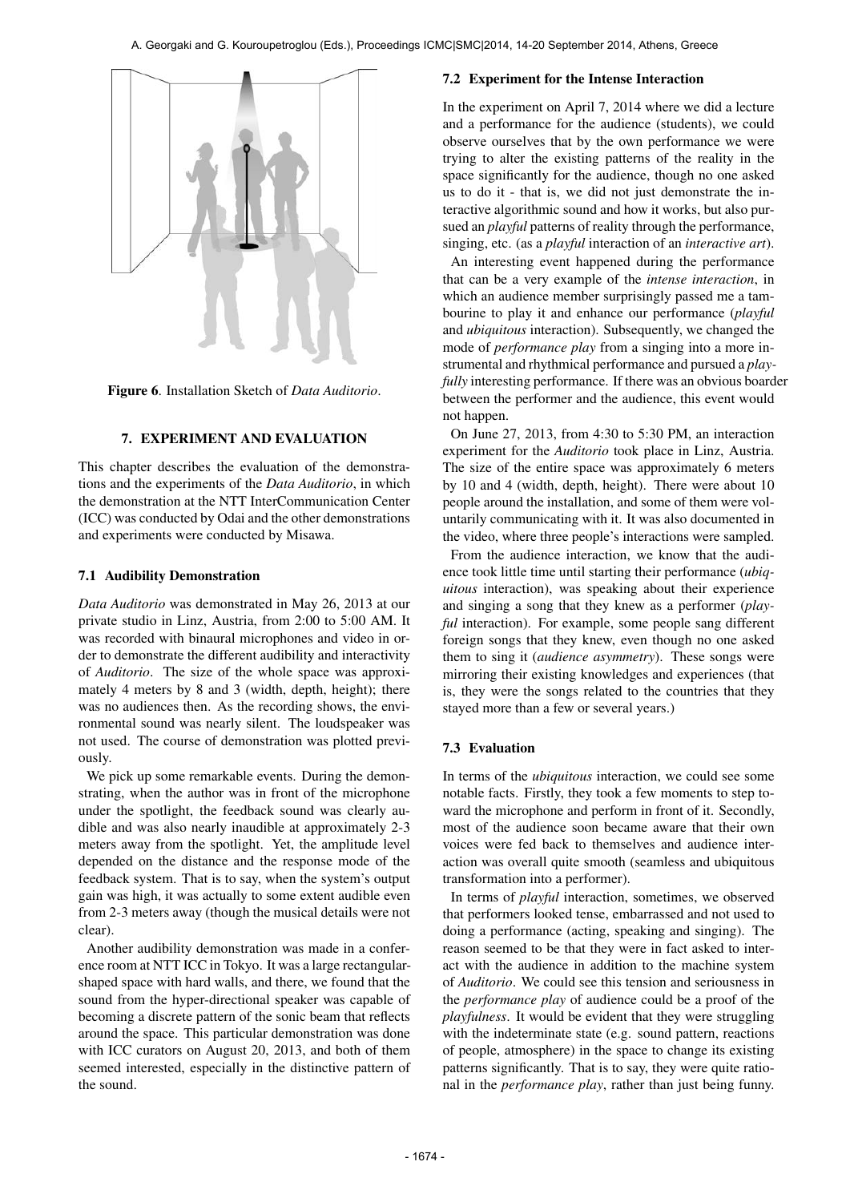Figure 6. Installation Sketch of *Data Auditorio*.

## 7. EXPERIMENT AND EVALUATION

This chapter describes the evaluation of the demonstrations and the experiments of the *Data Auditorio*, in which the demonstration at the NTT InterCommunication Center (ICC) was conducted by Odai and the other demonstrations and experiments were conducted by Misawa.

### 7.1 Audibility Demonstration

*Data Auditorio* was demonstrated in May 26, 2013 at our private studio in Linz, Austria, from 2:00 to 5:00 AM. It was recorded with binaural microphones and video in order to demonstrate the different audibility and interactivity of *Auditorio*. The size of the whole space was approximately 4 meters by 8 and 3 (width, depth, height); there was no audiences then. As the recording shows, the environmental sound was nearly silent. The loudspeaker was not used. The course of demonstration was plotted previously.

We pick up some remarkable events. During the demonstrating, when the author was in front of the microphone under the spotlight, the feedback sound was clearly audible and was also nearly inaudible at approximately 2-3 meters away from the spotlight. Yet, the amplitude level depended on the distance and the response mode of the feedback system. That is to say, when the system's output gain was high, it was actually to some extent audible even from 2-3 meters away (though the musical details were not clear).

Another audibility demonstration was made in a conference room at NTT ICC in Tokyo. It was a large rectangular-shaped space with hard walls, and there, we found that the sound from the hyper-directional speaker was capable of becoming a discrete pattern of the sonic beam that reflects around the space. This particular demonstration was done with ICC curators on August 20, 2013, and both of them seemed interested, especially in the distinctive pattern of the sound.

### 7.2 Experiment for the Intense Interaction

In the experiment on April 7, 2014 where we did a lecture and a performance for the audience (students), we could observe ourselves that by the own performance we were trying to alter the existing patterns of the reality in the space significantly for the audience, though no one asked us to do it - that is, we did not just demonstrate the interactive algorithmic sound and how it works, but also pursued an *playful* patterns of reality through the performance, singing, etc. (as a *playful* interaction of an *interactive art*).

An interesting event happened during the performance that can be a very example of the *intense interaction*, in which an audience member surprisingly passed me a tambourine to play it and enhance our performance (*playful* and *ubiquitous* interaction). Subsequently, we changed the mode of *performance play* from a singing into a more instrumental and rhythmical performance and pursued a *playfully* interesting performance. If there was an obvious boarder between the performer and the audience, this event would not happen.

On June 27, 2013, from 4:30 to 5:30 PM, an interaction experiment for the *Auditorio* took place in Linz, Austria. The size of the entire space was approximately 6 meters by 10 and 4 (width, depth, height). There were about 10 people around the installation, and some of them were voluntarily communicating with it. It was also documented in the video, where three people's interactions were sampled.

From the audience interaction, we know that the audience took little time until starting their performance (*ubiquitous* interaction), was speaking about their experience and singing a song that they knew as a performer (*playful* interaction). For example, some people sang different foreign songs that they knew, even though no one asked them to sing it (*audience asymmetry*). These songs were mirroring their existing knowledges and experiences (that is, they were the songs related to the countries that they stayed more than a few or several years.)

### 7.3 Evaluation

In terms of the *ubiquitous* interaction, we could see some notable facts. Firstly, they took a few moments to step toward the microphone and perform in front of it. Secondly, most of the audience soon became aware that their own voices were fed back to themselves and audience interaction was overall quite smooth (seamless and ubiquitous transformation into a performer).

In terms of *playful* interaction, sometimes, we observed that performers looked tense, embarrassed and not used to doing a performance (acting, speaking and singing). The reason seemed to be that they were in fact asked to interact with the audience in addition to the machine system of *Auditorio*. We could see this tension and seriousness in the *performance play* of audience could be a proof of the *playfulness*. It would be evident that they were struggling with the indeterminate state (e.g. sound pattern, reactions of people, atmosphere) in the space to change its existing patterns significantly. That is to say, they were quite rational in the *performance play*, rather than just being funny.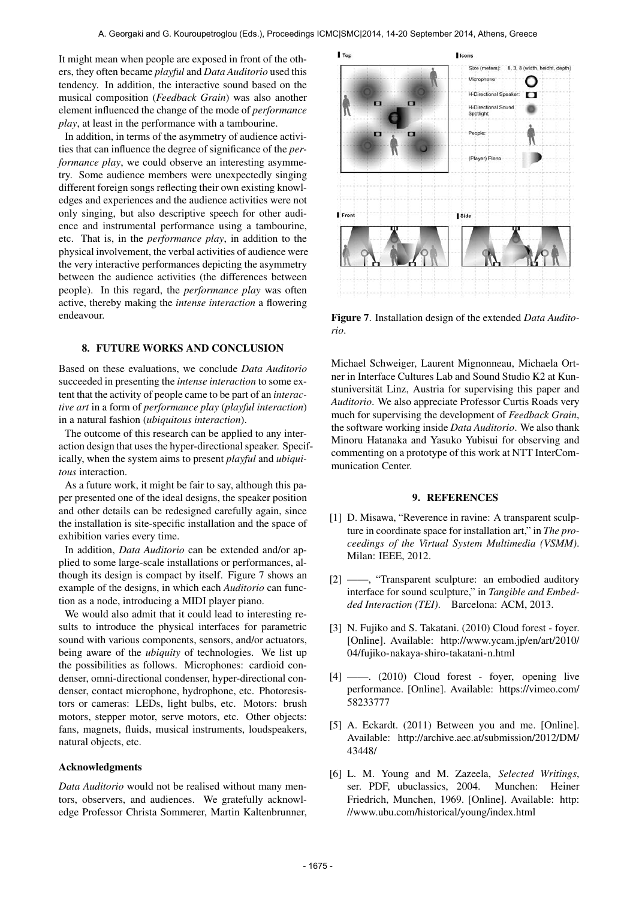It might mean when people are exposed in front of the others, they often became *playful* and *Data Auditorio* used this tendency. In addition, the interactive sound based on the musical composition (*Feedback Grain*) was also another element influenced the change of the mode of *performance play*, at least in the performance with a tambourine.

In addition, in terms of the asymmetry of audience activities that can influence the degree of significance of the *performance play*, we could observe an interesting asymmetry. Some audience members were unexpectedly singing different foreign songs reflecting their own existing knowledges and experiences and the audience activities were not only singing, but also descriptive speech for other audience and instrumental performance using a tambourine, etc. That is, in the *performance play*, in addition to the physical involvement, the verbal activities of audience were the very interactive performances depicting the asymmetry between the audience activities (the differences between people). In this regard, the *performance play* was often active, thereby making the *intense interaction* a flowering endeavour.

## 8. FUTURE WORKS AND CONCLUSION

Based on these evaluations, we conclude *Data Auditorio* succeeded in presenting the *intense interaction* to some extent that the activity of people came to be part of an *interactive art* in a form of *performance play* (*playful interaction*) in a natural fashion (*ubiquitous interaction*).

The outcome of this research can be applied to any interaction design that uses the hyper-directional speaker. Specifically, when the system aims to present *playful* and *ubiquitous* interaction.

As a future work, it might be fair to say, although this paper presented one of the ideal designs, the speaker position and other details can be redesigned carefully again, since the installation is site-specific installation and the space of exhibition varies every time.

In addition, *Data Auditorio* can be extended and/or applied to some large-scale installations or performances, although its design is compact by itself. Figure 7 shows an example of the designs, in which each *Auditorio* can function as a node, introducing a MIDI player piano.

We would also admit that it could lead to interesting results to introduce the physical interfaces for parametric sound with various components, sensors, and/or actuators, being aware of the *ubiquity* of technologies. We list up the possibilities as follows. Microphones: cardioid condenser, omni-directional condenser, hyper-directional condenser, contact microphone, hydrophone, etc. Photoresistors or cameras: LEDs, light bulbs, etc. Motors: brush motors, stepper motor, serve motors, etc. Other objects: fans, magnets, fluids, musical instruments, loudspeakers, natural objects, etc.

**Figure 7**. Installation design of the extended *Data Auditorio*.

### Acknowledgments

*Data Auditorio* would not be realised without many mentors, observers, and audiences. We gratefully acknowledge Professor Christa Sommerer, Martin Kaltenbrunner, Michael Schweiger, Laurent Mignonneau, Michaela Ortner in Interface Cultures Lab and Sound Studio K2 at Kunstuniversität Linz, Austria for supervising this paper and *Auditorio*. We also appreciate Professor Curtis Roads very much for supervising the development of *Feedback Grain*, the software working inside *Data Auditorio*. We also thank Minoru Hatanaka and Yasuko Yubisui for observing and commenting on a prototype of this work at NTT InterCommunication Center.

## 9. REFERENCES

[1] D. Misawa, "Reverence in ravine: A transparent sculpture in coordinate space for installation art," in *The proceedings of the Virtual System Multimedia (VSMM)*. Milan: IEEE, 2012.

[2] ——, "Transparent sculpture: an embodied auditory interface for sound sculpture," in *Tangible and Embedded Interaction (TEI)*. Barcelona: ACM, 2013.

[3] N. Fujiko and S. Takatani. (2010) Cloud forest - foyer. [Online]. Available: http://www.ycam.jp/en/art/2010/04/fujiko-nakaya-shiro-takatani-n.html

[4] ——. (2010) Cloud forest - foyer, opening live performance. [Online]. Available: https://vimeo.com/58233777

[5] A. Eckardt. (2011) Between you and me. [Online]. Available: http://archive.aec.at/submission/2012/DM/43448/

[6] L. M. Young and M. Zazeela, *Selected Writings*, ser. PDF, ubuclassics, 2004. Munchen: Heiner Friedrich, Munchen, 1969. [Online]. Available: http://www.ubu.com/historical/young/index.html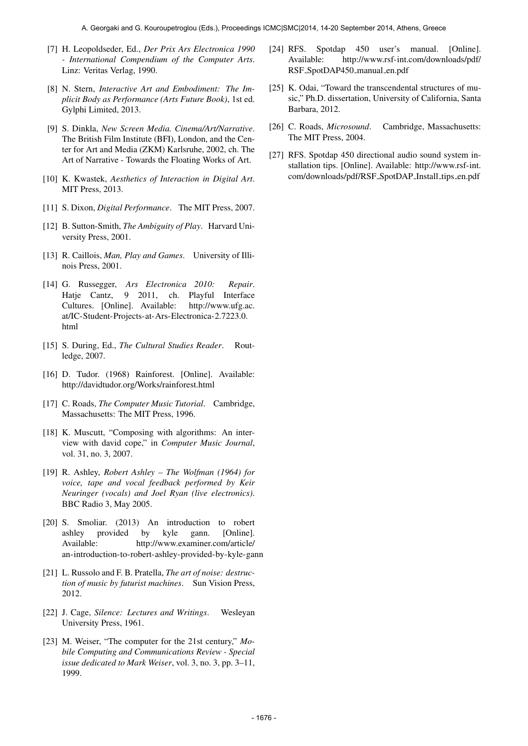[7] H. Leopoldseder, Ed., *Der Prix Ars Electronica 1990 - International Compendium of the Computer Arts*. Linz: Veritas Verlag, 1990.

[8] N. Stern, *Interactive Art and Embodiment: The Implicit Body as Performance (Arts Future Book)*, 1st ed. Gylphi Limited, 2013.

[9] S. Dinkla, *New Screen Media. Cinema/Art/Narrative*. The British Film Institute (BFI), London, and the Center for Art and Media (ZKM) Karlsruhe, 2002, ch. The Art of Narrative - Towards the Floating Works of Art.

[10] K. Kwastek, *Aesthetics of Interaction in Digital Art*. MIT Press, 2013.

[11] S. Dixon, *Digital Performance*. The MIT Press, 2007.

[12] B. Sutton-Smith, *The Ambiguity of Play*. Harvard University Press, 2001.

[13] R. Caillois, *Man, Play and Games*. University of Illinois Press, 2001.

[14] G. Russegger, *Ars Electronica 2010: Repair*. Hatje Cantz, 9 2011, ch. Playful Interface Cultures. [Online]. Available: http://www.ufg.ac.at/IC-Student-Projects-at-Ars-Electronica-2.7223.0.html

[15] S. During, Ed., *The Cultural Studies Reader*. Routledge, 2007.

[16] D. Tudor. (1968) Rainforest. [Online]. Available: http://davidtudor.org/Works/rainforest.html

[17] C. Roads, *The Computer Music Tutorial*. Cambridge, Massachusetts: The MIT Press, 1996.

[18] K. Muscutt, "Composing with algorithms: An interview with david cope," in *Computer Music Journal*, vol. 31, no. 3, 2007.

[19] R. Ashley, *Robert Ashley – The Wolfman (1964) for voice, tape and vocal feedback performed by Keir Neuringer (vocals) and Joel Ryan (live electronics)*. BBC Radio 3, May 2005.

[20] S. Smoliar. (2013) An introduction to robert ashley provided by kyle gann. [Online]. Available: http://www.examiner.com/article/an-introduction-to-robert-ashley-provided-by-kyle-gann

[21] L. Russolo and F. B. Pratella, *The art of noise: destruction of music by futurist machines*. Sun Vision Press, 2012.

[22] J. Cage, *Silence: Lectures and Writings*. Wesleyan University Press, 1961.

[23] M. Weiser, "The computer for the 21st century," *Mobile Computing and Communications Review - Special issue dedicated to Mark Weiser*, vol. 3, no. 3, pp. 3–11, 1999.

[24] RFS. Spotdap 450 user's manual. [Online]. Available: http://www.rsf-int.com/downloads/pdf/RSF_SpotDAP450_manual_en.pdf

[25] K. Odai, "Toward the transcendental structures of music," Ph.D. dissertation, University of California, Santa Barbara, 2012.

[26] C. Roads, *Microsound*. Cambridge, Massachusetts: The MIT Press, 2004.

[27] RFS. Spotdap 450 directional audio sound system installation tips. [Online]. Available: http://www.rsf-int.com/downloads/pdf/RSF_SpotDAP_Install_tips_en.pdf